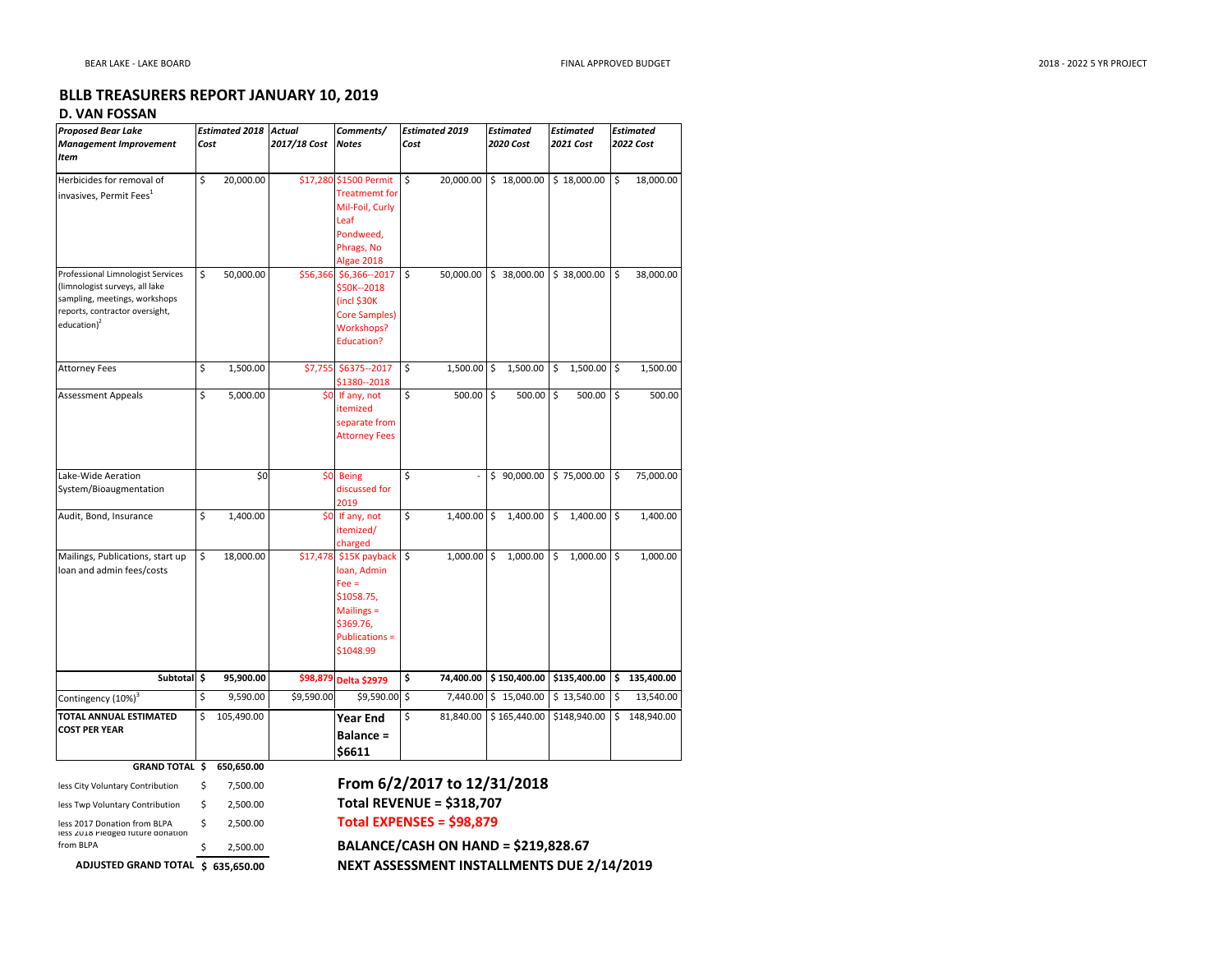BEAR LAKE - LAKE BOARD | FINAL APPROVED BUDGET | 2018 - 2022 5 YR PROJECT

## BLLB TREASURERS REPORT JANUARY 10, 2019

### D. VAN FOSSAN

| *Proposed Bear Lake Management Improvement Item* | *Estimated 2018 Cost* | *Actual 2017/18 Cost* | *Comments/ Notes* | *Estimated 2019 Cost* | *Estimated 2020 Cost* | *Estimated 2021 Cost* | *Estimated 2022 Cost* |
|---|---|---|---|---|---|---|---|
| Herbicides for removal of invasives, Permit Fees[1] | $ 20,000.00 | $17,280 | $1500 Permit Treatmemt for Mil-Foil, Curly Leaf Pondweed, Phrags, No Algae 2018 | $ 20,000.00 | $ 18,000.00 | $ 18,000.00 | $ 18,000.00 |
| Professional Limnologist Services (limnologist surveys, all lake sampling, meetings, workshops reports, contractor oversight, education)[2] | $ 50,000.00 | $56,366 | $6,366--2017 $50K--2018 (incl $30K Core Samples) Workshops? Education? | $ 50,000.00 | $ 38,000.00 | $ 38,000.00 | $ 38,000.00 |
| Attorney Fees | $ 1,500.00 | $7,755 | $6375--2017 $1380--2018 | $ 1,500.00 | $ 1,500.00 | $ 1,500.00 | $ 1,500.00 |
| Assessment Appeals | $ 5,000.00 | $0 | If any, not itemized separate from Attorney Fees | $ 500.00 | $ 500.00 | $ 500.00 | $ 500.00 |
| Lake-Wide Aeration System/Bioaugmentation | $0 | $0 | Being discussed for 2019 | $ - | $ 90,000.00 | $ 75,000.00 | $ 75,000.00 |
| Audit, Bond, Insurance | $ 1,400.00 | $0 | If any, not itemized/ charged | $ 1,400.00 | $ 1,400.00 | $ 1,400.00 | $ 1,400.00 |
| Mailings, Publications, start up loan and admin fees/costs | $ 18,000.00 | $17,478 | $15K payback loan, Admin Fee = $1058.75, Mailings = $369.76, Publications = $1048.99 | $ 1,000.00 | $ 1,000.00 | $ 1,000.00 | $ 1,000.00 |
| **Subtotal** | **$ 95,900.00** | **$98,879** | **Delta $2979** | **$ 74,400.00** | **$ 150,400.00** | **$135,400.00** | **$ 135,400.00** |
| Contingency (10%)[3] | $ 9,590.00 | $9,590.00 | $9,590.00 | $ 7,440.00 | $ 15,040.00 | $ 13,540.00 | $ 13,540.00 |
| **TOTAL ANNUAL ESTIMATED COST PER YEAR** | $ 105,490.00 | | **Year End Balance = $6611** | $ 81,840.00 | $ 165,440.00 | $148,940.00 | $ 148,940.00 |

| | |
|---|---|
| **GRAND TOTAL** | **$ 650,650.00** |
| less City Voluntary Contribution | $ 7,500.00 |
| less Twp Voluntary Contribution | $ 2,500.00 |
| less 2017 Donation from BLPA | $ 2,500.00 |
| less 2018 Pledged future donation from BLPA | $ 2,500.00 |
| **ADJUSTED GRAND TOTAL** | **$ 635,650.00** |

**From 6/2/2017 to 12/31/2018**

**Total REVENUE = $318,707**

**Total EXPENSES = $98,879**

**BALANCE/CASH ON HAND = $219,828.67**

**NEXT ASSESSMENT INSTALLMENTS DUE 2/14/2019**